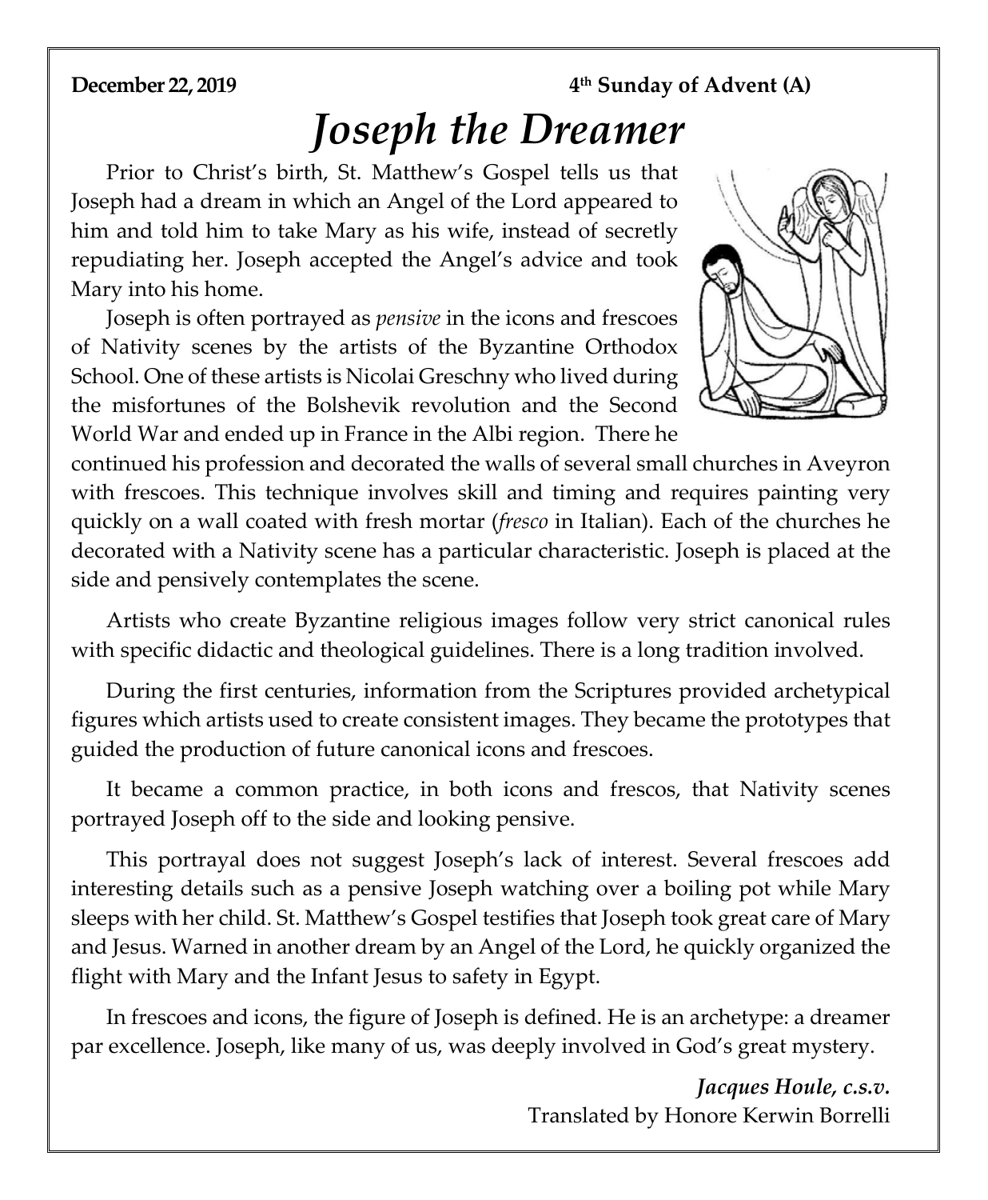**December 22, 2019** **4th Sunday of Advent (A)**

# *Joseph the Dreamer*

Prior to Christ's birth, St. Matthew's Gospel tells us that Joseph had a dream in which an Angel of the Lord appeared to him and told him to take Mary as his wife, instead of secretly repudiating her. Joseph accepted the Angel's advice and took Mary into his home.

Joseph is often portrayed as *pensive* in the icons and frescoes of Nativity scenes by the artists of the Byzantine Orthodox School. One of these artists is Nicolai Greschny who lived during the misfortunes of the Bolshevik revolution and the Second World War and ended up in France in the Albi region. There he continued his profession and decorated the walls of several small churches in Aveyron with frescoes. This technique involves skill and timing and requires painting very quickly on a wall coated with fresh mortar (*fresco* in Italian). Each of the churches he decorated with a Nativity scene has a particular characteristic. Joseph is placed at the side and pensively contemplates the scene.

Artists who create Byzantine religious images follow very strict canonical rules with specific didactic and theological guidelines. There is a long tradition involved.

During the first centuries, information from the Scriptures provided archetypical figures which artists used to create consistent images. They became the prototypes that guided the production of future canonical icons and frescoes.

It became a common practice, in both icons and frescos, that Nativity scenes portrayed Joseph off to the side and looking pensive.

This portrayal does not suggest Joseph's lack of interest. Several frescoes add interesting details such as a pensive Joseph watching over a boiling pot while Mary sleeps with her child. St. Matthew's Gospel testifies that Joseph took great care of Mary and Jesus. Warned in another dream by an Angel of the Lord, he quickly organized the flight with Mary and the Infant Jesus to safety in Egypt.

In frescoes and icons, the figure of Joseph is defined. He is an archetype: a dreamer par excellence. Joseph, like many of us, was deeply involved in God's great mystery.

***Jacques Houle, c.s.v.***
Translated by Honore Kerwin Borrelli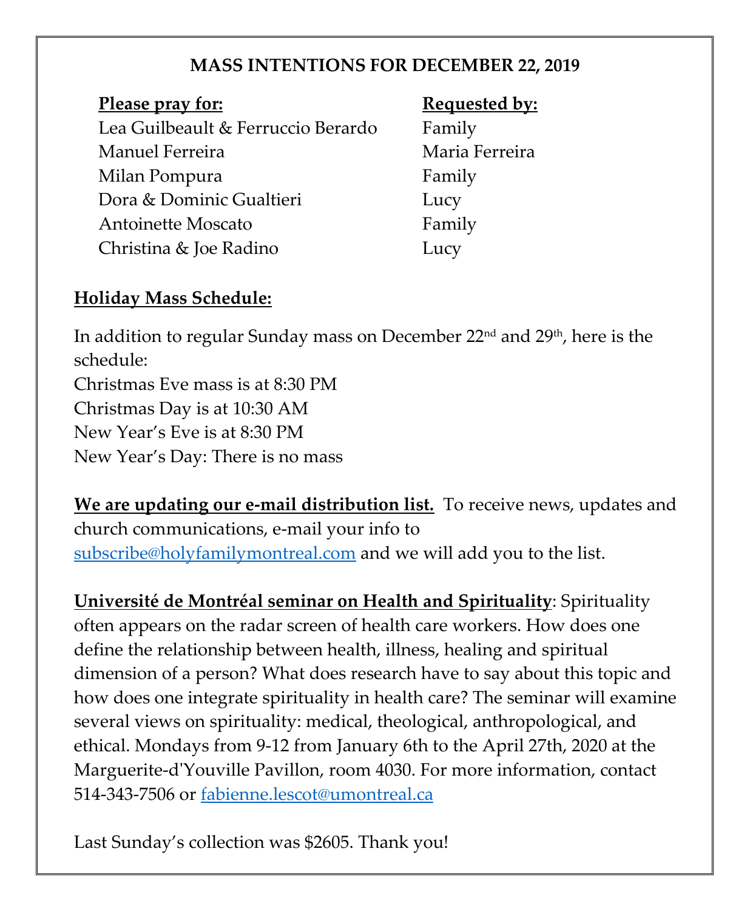## MASS INTENTIONS FOR DECEMBER 22, 2019

| **Please pray for:** | **Requested by:** |
| --- | --- |
| Lea Guilbeault & Ferruccio Berardo | Family |
| Manuel Ferreira | Maria Ferreira |
| Milan Pompura | Family |
| Dora & Dominic Gualtieri | Lucy |
| Antoinette Moscato | Family |
| Christina & Joe Radino | Lucy |

**Holiday Mass Schedule:**

In addition to regular Sunday mass on December 22nd and 29th, here is the schedule:
Christmas Eve mass is at 8:30 PM
Christmas Day is at 10:30 AM
New Year's Eve is at 8:30 PM
New Year's Day: There is no mass

**We are updating our e-mail distribution list.** To receive news, updates and church communications, e-mail your info to subscribe@holyfamilymontreal.com and we will add you to the list.

**Université de Montréal seminar on Health and Spirituality**: Spirituality often appears on the radar screen of health care workers. How does one define the relationship between health, illness, healing and spiritual dimension of a person? What does research have to say about this topic and how does one integrate spirituality in health care? The seminar will examine several views on spirituality: medical, theological, anthropological, and ethical. Mondays from 9-12 from January 6th to the April 27th, 2020 at the Marguerite-d'Youville Pavillon, room 4030. For more information, contact 514-343-7506 or fabienne.lescot@umontreal.ca

Last Sunday's collection was $2605. Thank you!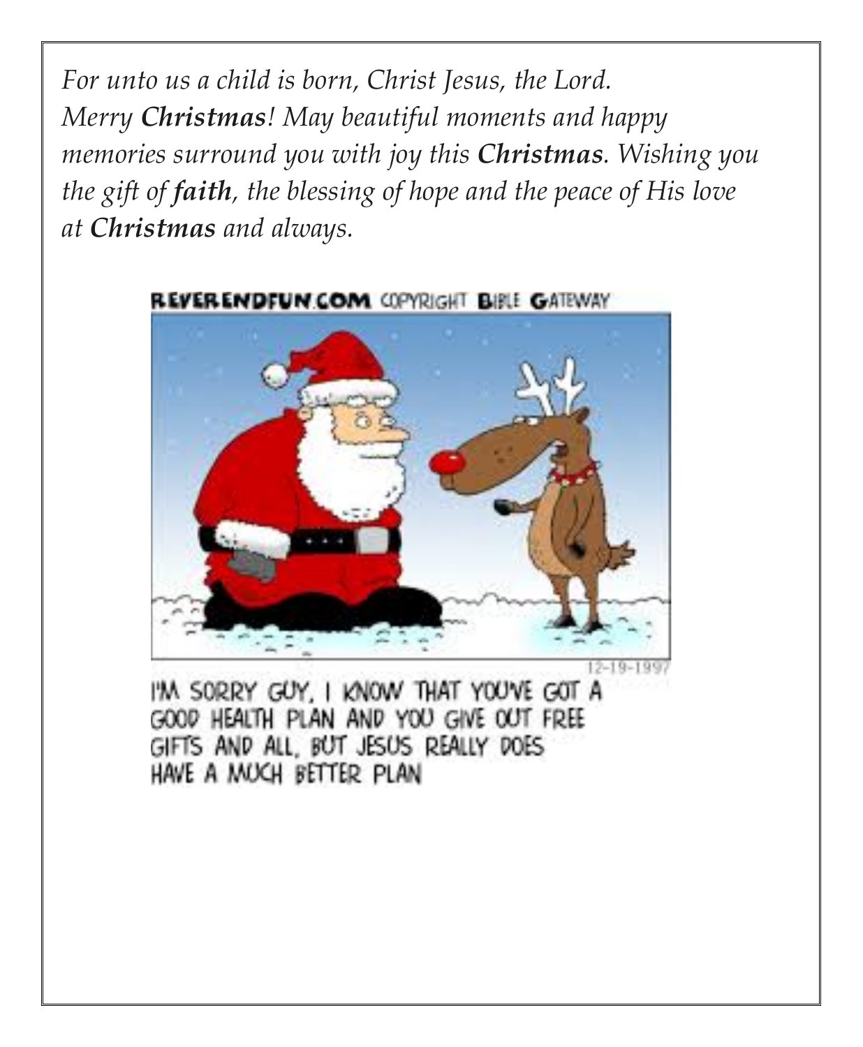*For unto us a child is born, Christ Jesus, the Lord.*
*Merry **Christmas**! May beautiful moments and happy memories surround you with joy this **Christmas**. Wishing you the gift of **faith**, the blessing of hope and the peace of His love at **Christmas** and always.*

REVERENDFUN.COM COPYRIGHT BIBLE GATEWAY

12-19-1997

I'M SORRY GUY, I KNOW THAT YOU'VE GOT A GOOD HEALTH PLAN AND YOU GIVE OUT FREE GIFTS AND ALL, BUT JESUS REALLY DOES HAVE A MUCH BETTER PLAN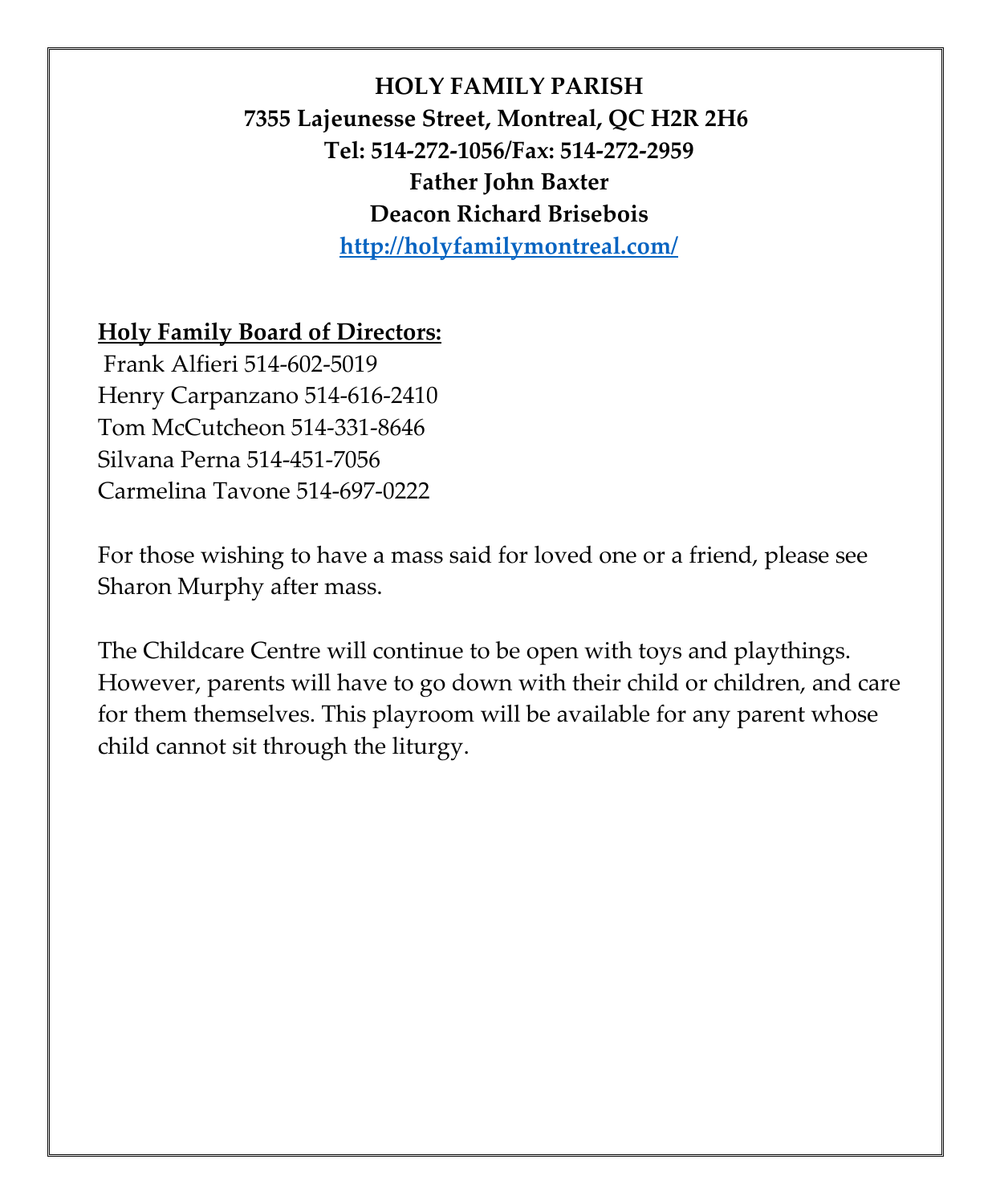**HOLY FAMILY PARISH**
**7355 Lajeunesse Street, Montreal, QC H2R 2H6**
**Tel: 514-272-1056/Fax: 514-272-2959**
**Father John Baxter**
**Deacon Richard Brisebois**
**http://holyfamilymontreal.com/**

**Holy Family Board of Directors:**

Frank Alfieri 514-602-5019
Henry Carpanzano 514-616-2410
Tom McCutcheon 514-331-8646
Silvana Perna 514-451-7056
Carmelina Tavone 514-697-0222

For those wishing to have a mass said for loved one or a friend, please see Sharon Murphy after mass.

The Childcare Centre will continue to be open with toys and playthings. However, parents will have to go down with their child or children, and care for them themselves. This playroom will be available for any parent whose child cannot sit through the liturgy.